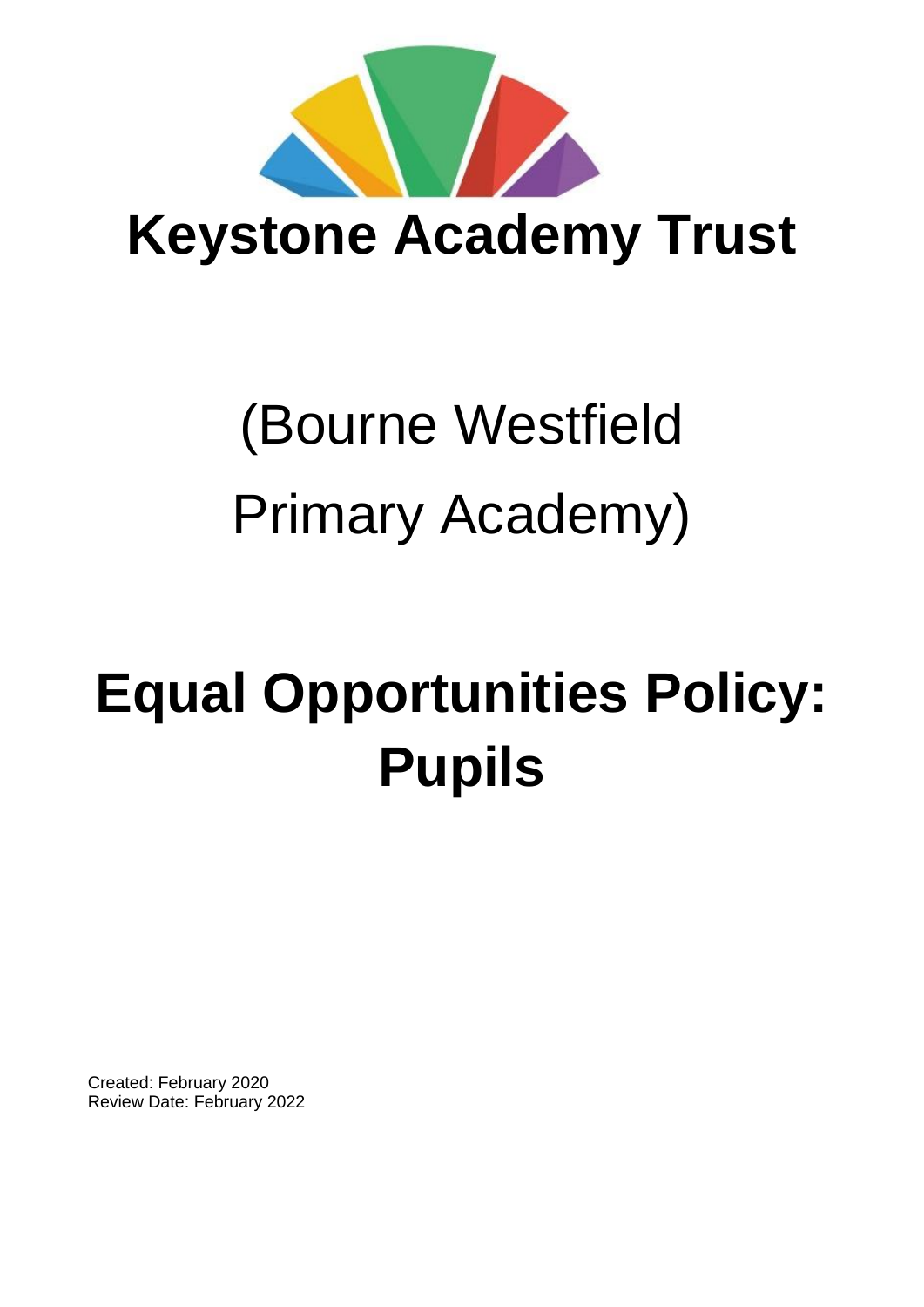# Keystone Academy Trust

(Bourne Westfield Primary Academy)

# Equal Opportunities Policy: Pupils

Created: February 2020
Review Date: February 2022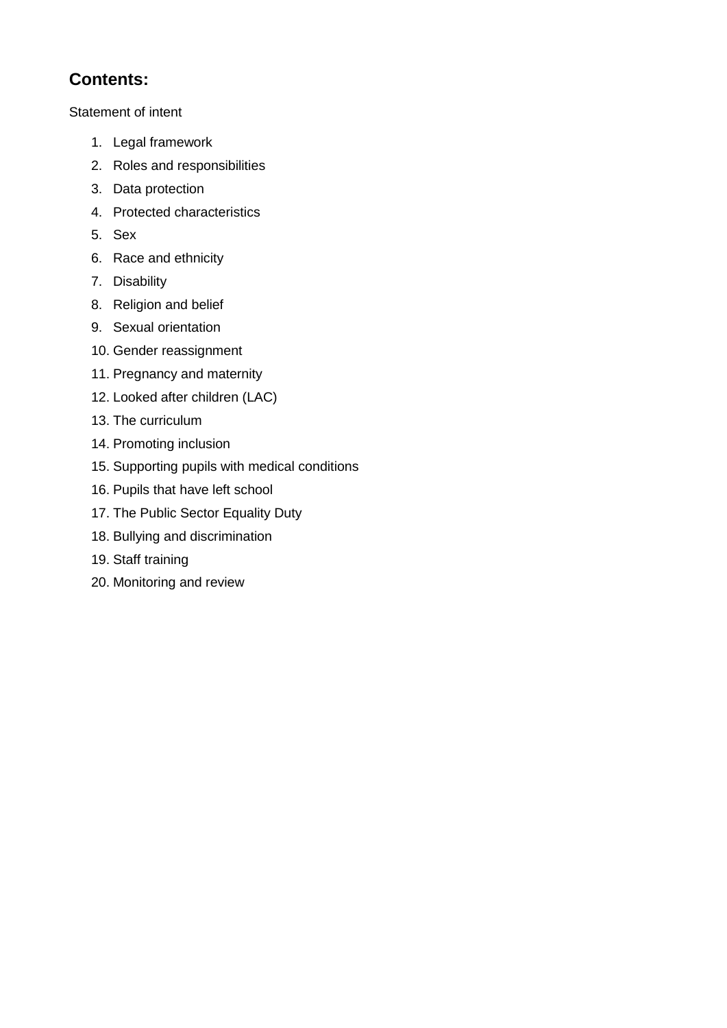## Contents:

Statement of intent

1. Legal framework
2. Roles and responsibilities
3. Data protection
4. Protected characteristics
5. Sex
6. Race and ethnicity
7. Disability
8. Religion and belief
9. Sexual orientation
10. Gender reassignment
11. Pregnancy and maternity
12. Looked after children (LAC)
13. The curriculum
14. Promoting inclusion
15. Supporting pupils with medical conditions
16. Pupils that have left school
17. The Public Sector Equality Duty
18. Bullying and discrimination
19. Staff training
20. Monitoring and review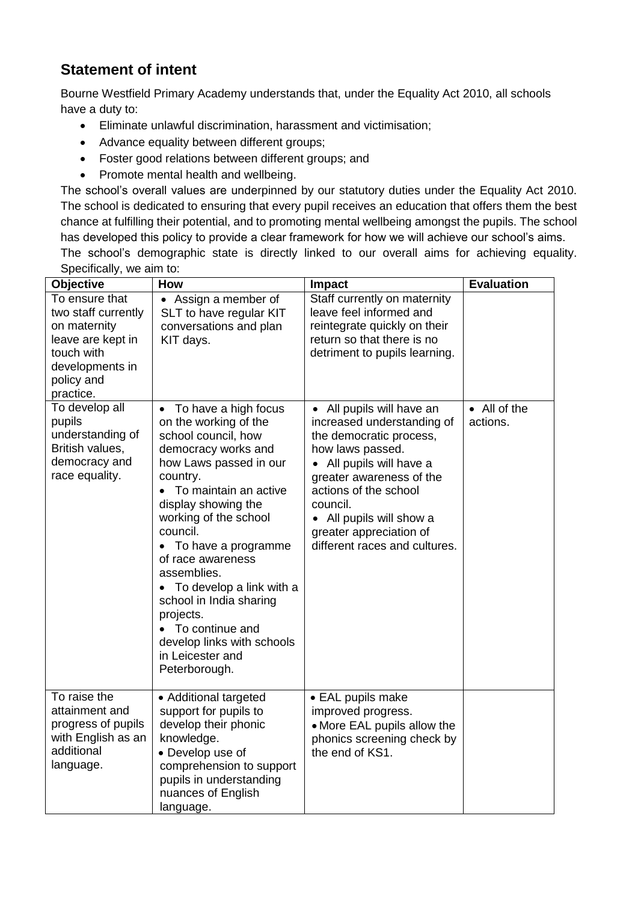## Statement of intent

Bourne Westfield Primary Academy understands that, under the Equality Act 2010, all schools have a duty to:

- Eliminate unlawful discrimination, harassment and victimisation;
- Advance equality between different groups;
- Foster good relations between different groups; and
- Promote mental health and wellbeing.

The school's overall values are underpinned by our statutory duties under the Equality Act 2010. The school is dedicated to ensuring that every pupil receives an education that offers them the best chance at fulfilling their potential, and to promoting mental wellbeing amongst the pupils. The school has developed this policy to provide a clear framework for how we will achieve our school's aims.

The school's demographic state is directly linked to our overall aims for achieving equality. Specifically, we aim to:

| Objective | How | Impact | Evaluation |
|---|---|---|---|
| To ensure that two staff currently on maternity leave are kept in touch with developments in policy and practice. | • Assign a member of SLT to have regular KIT conversations and plan KIT days. | Staff currently on maternity leave feel informed and reintegrate quickly on their return so that there is no detriment to pupils learning. | |
| To develop all pupils understanding of British values, democracy and race equality. | • To have a high focus on the working of the school council, how democracy works and how Laws passed in our country.<br>• To maintain an active display showing the working of the school council.<br>• To have a programme of race awareness assemblies.<br>• To develop a link with a school in India sharing projects.<br>• To continue and develop links with schools in Leicester and Peterborough. | • All pupils will have an increased understanding of the democratic process, how laws passed.<br>• All pupils will have a greater awareness of the actions of the school council.<br>• All pupils will show a greater appreciation of different races and cultures. | • All of the actions. |
| To raise the attainment and progress of pupils with English as an additional language. | • Additional targeted support for pupils to develop their phonic knowledge.<br>• Develop use of comprehension to support pupils in understanding nuances of English language. | • EAL pupils make improved progress.<br>• More EAL pupils allow the phonics screening check by the end of KS1. | |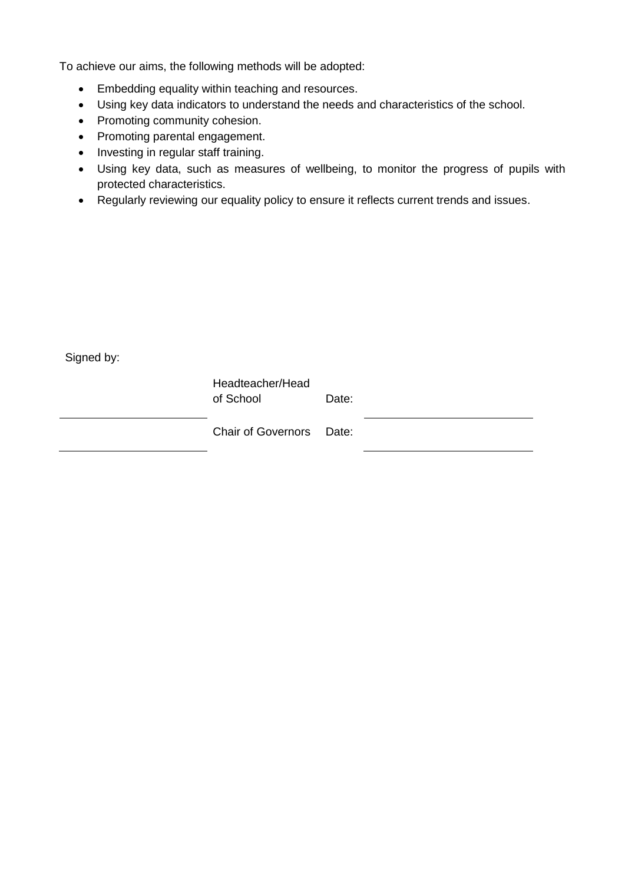To achieve our aims, the following methods will be adopted:

- Embedding equality within teaching and resources.
- Using key data indicators to understand the needs and characteristics of the school.
- Promoting community cohesion.
- Promoting parental engagement.
- Investing in regular staff training.
- Using key data, such as measures of wellbeing, to monitor the progress of pupils with protected characteristics.
- Regularly reviewing our equality policy to ensure it reflects current trends and issues.

Signed by:

| | | | |
|---|---|---|---|
| ______________________ | Headteacher/Head of School | Date: | ______________________ |
| ______________________ | Chair of Governors | Date: | ______________________ |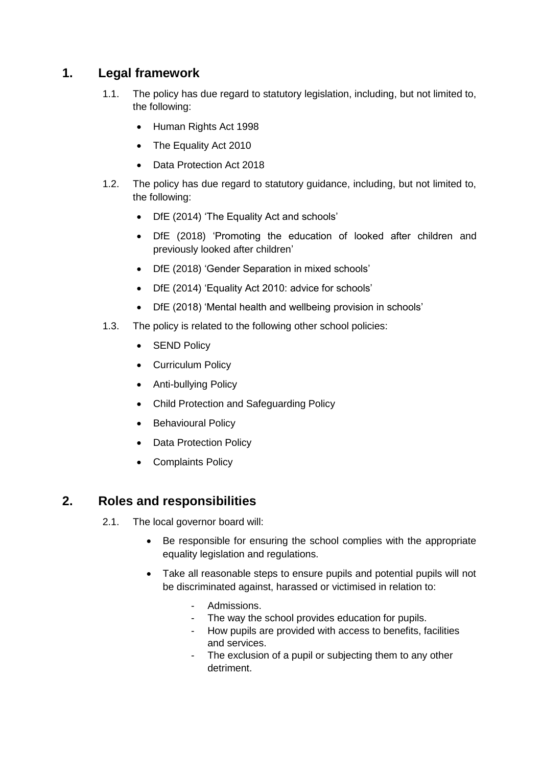## 1. Legal framework

1.1. The policy has due regard to statutory legislation, including, but not limited to, the following:

- Human Rights Act 1998
- The Equality Act 2010
- Data Protection Act 2018

1.2. The policy has due regard to statutory guidance, including, but not limited to, the following:

- DfE (2014) 'The Equality Act and schools'
- DfE (2018) 'Promoting the education of looked after children and previously looked after children'
- DfE (2018) 'Gender Separation in mixed schools'
- DfE (2014) 'Equality Act 2010: advice for schools'
- DfE (2018) 'Mental health and wellbeing provision in schools'

1.3. The policy is related to the following other school policies:

- SEND Policy
- Curriculum Policy
- Anti-bullying Policy
- Child Protection and Safeguarding Policy
- Behavioural Policy
- Data Protection Policy
- Complaints Policy

## 2. Roles and responsibilities

2.1. The local governor board will:

- Be responsible for ensuring the school complies with the appropriate equality legislation and regulations.
- Take all reasonable steps to ensure pupils and potential pupils will not be discriminated against, harassed or victimised in relation to:
  - Admissions.
  - The way the school provides education for pupils.
  - How pupils are provided with access to benefits, facilities and services.
  - The exclusion of a pupil or subjecting them to any other detriment.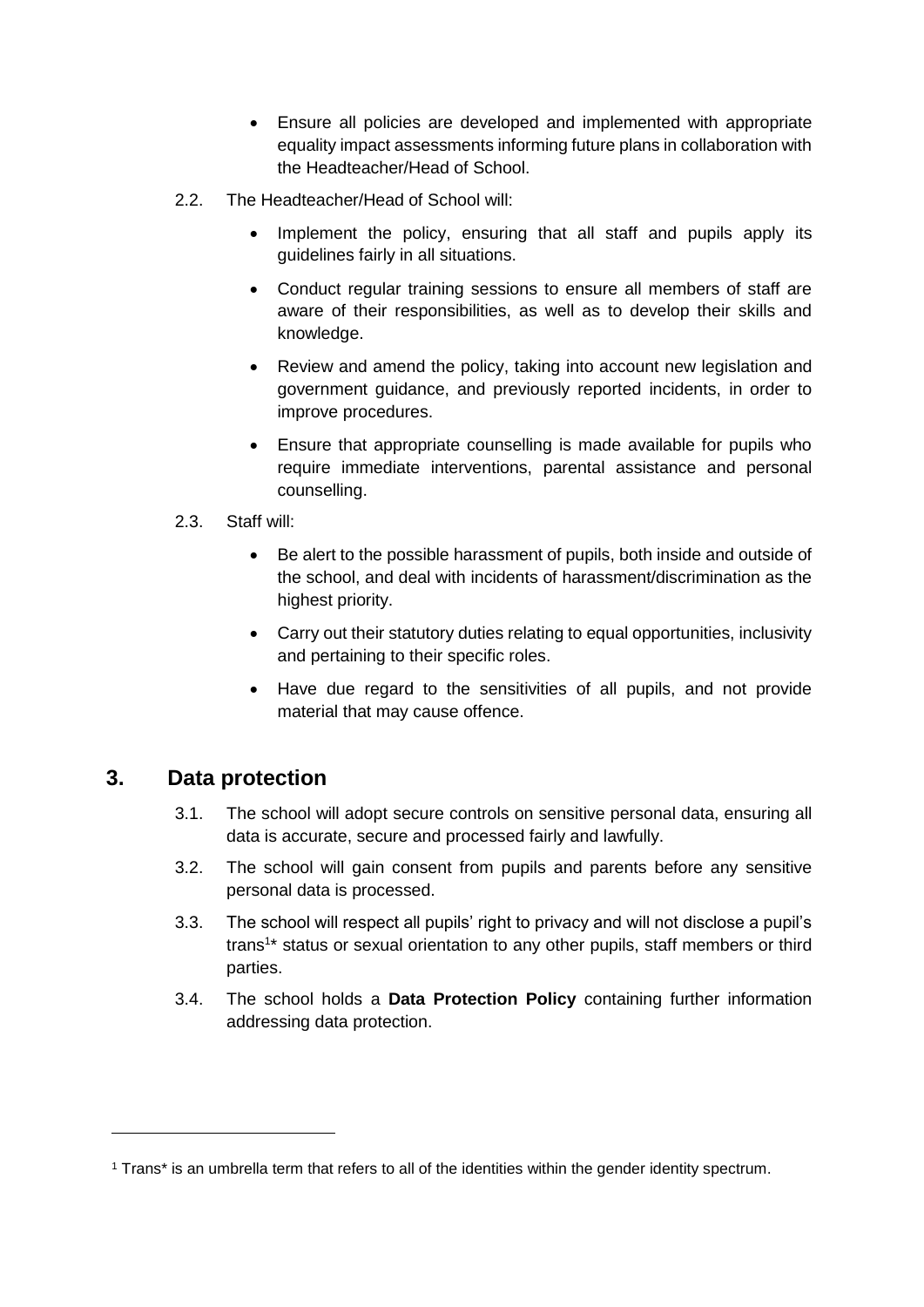- Ensure all policies are developed and implemented with appropriate equality impact assessments informing future plans in collaboration with the Headteacher/Head of School.

2.2. The Headteacher/Head of School will:

- Implement the policy, ensuring that all staff and pupils apply its guidelines fairly in all situations.
- Conduct regular training sessions to ensure all members of staff are aware of their responsibilities, as well as to develop their skills and knowledge.
- Review and amend the policy, taking into account new legislation and government guidance, and previously reported incidents, in order to improve procedures.
- Ensure that appropriate counselling is made available for pupils who require immediate interventions, parental assistance and personal counselling.

2.3. Staff will:

- Be alert to the possible harassment of pupils, both inside and outside of the school, and deal with incidents of harassment/discrimination as the highest priority.
- Carry out their statutory duties relating to equal opportunities, inclusivity and pertaining to their specific roles.
- Have due regard to the sensitivities of all pupils, and not provide material that may cause offence.

## 3. Data protection

3.1. The school will adopt secure controls on sensitive personal data, ensuring all data is accurate, secure and processed fairly and lawfully.

3.2. The school will gain consent from pupils and parents before any sensitive personal data is processed.

3.3. The school will respect all pupils' right to privacy and will not disclose a pupil's trans[1]* status or sexual orientation to any other pupils, staff members or third parties.

3.4. The school holds a **Data Protection Policy** containing further information addressing data protection.

---

[1] Trans* is an umbrella term that refers to all of the identities within the gender identity spectrum.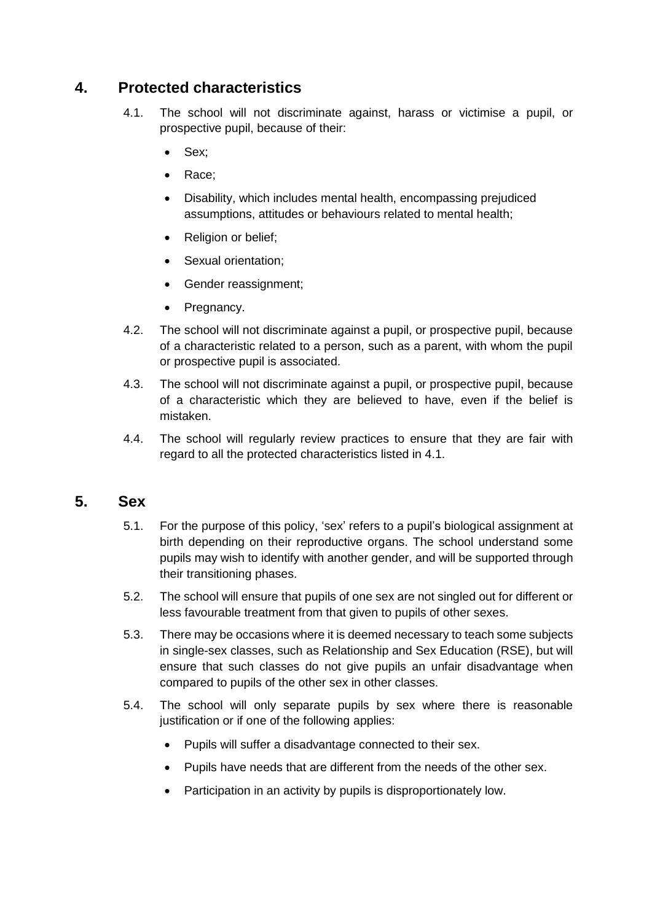## 4. Protected characteristics

4.1. The school will not discriminate against, harass or victimise a pupil, or prospective pupil, because of their:

- Sex;
- Race;
- Disability, which includes mental health, encompassing prejudiced assumptions, attitudes or behaviours related to mental health;
- Religion or belief;
- Sexual orientation;
- Gender reassignment;
- Pregnancy.

4.2. The school will not discriminate against a pupil, or prospective pupil, because of a characteristic related to a person, such as a parent, with whom the pupil or prospective pupil is associated.

4.3. The school will not discriminate against a pupil, or prospective pupil, because of a characteristic which they are believed to have, even if the belief is mistaken.

4.4. The school will regularly review practices to ensure that they are fair with regard to all the protected characteristics listed in 4.1.

## 5. Sex

5.1. For the purpose of this policy, 'sex' refers to a pupil's biological assignment at birth depending on their reproductive organs. The school understand some pupils may wish to identify with another gender, and will be supported through their transitioning phases.

5.2. The school will ensure that pupils of one sex are not singled out for different or less favourable treatment from that given to pupils of other sexes.

5.3. There may be occasions where it is deemed necessary to teach some subjects in single-sex classes, such as Relationship and Sex Education (RSE), but will ensure that such classes do not give pupils an unfair disadvantage when compared to pupils of the other sex in other classes.

5.4. The school will only separate pupils by sex where there is reasonable justification or if one of the following applies:

- Pupils will suffer a disadvantage connected to their sex.
- Pupils have needs that are different from the needs of the other sex.
- Participation in an activity by pupils is disproportionately low.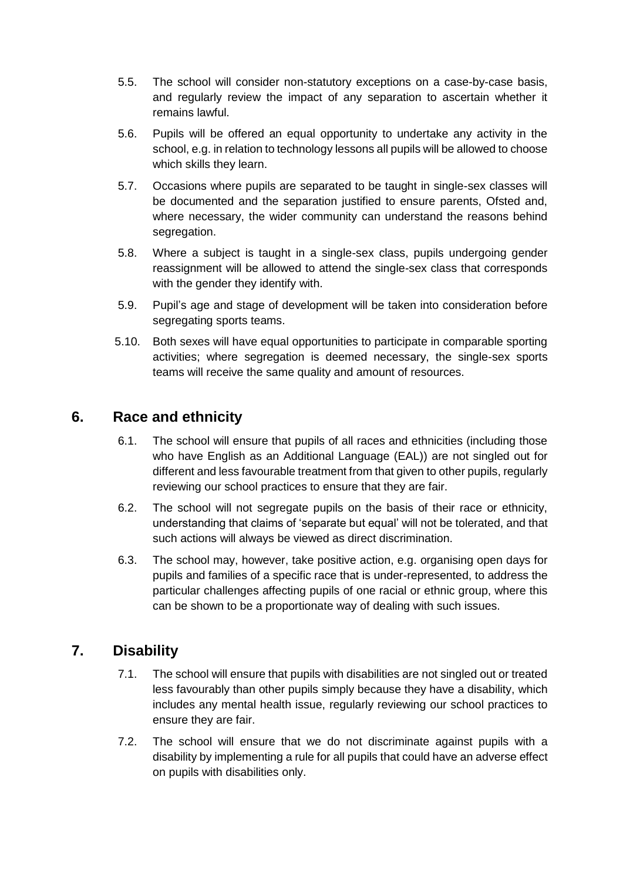5.5. The school will consider non-statutory exceptions on a case-by-case basis, and regularly review the impact of any separation to ascertain whether it remains lawful.

5.6. Pupils will be offered an equal opportunity to undertake any activity in the school, e.g. in relation to technology lessons all pupils will be allowed to choose which skills they learn.

5.7. Occasions where pupils are separated to be taught in single-sex classes will be documented and the separation justified to ensure parents, Ofsted and, where necessary, the wider community can understand the reasons behind segregation.

5.8. Where a subject is taught in a single-sex class, pupils undergoing gender reassignment will be allowed to attend the single-sex class that corresponds with the gender they identify with.

5.9. Pupil's age and stage of development will be taken into consideration before segregating sports teams.

5.10. Both sexes will have equal opportunities to participate in comparable sporting activities; where segregation is deemed necessary, the single-sex sports teams will receive the same quality and amount of resources.

## 6. Race and ethnicity

6.1. The school will ensure that pupils of all races and ethnicities (including those who have English as an Additional Language (EAL)) are not singled out for different and less favourable treatment from that given to other pupils, regularly reviewing our school practices to ensure that they are fair.

6.2. The school will not segregate pupils on the basis of their race or ethnicity, understanding that claims of 'separate but equal' will not be tolerated, and that such actions will always be viewed as direct discrimination.

6.3. The school may, however, take positive action, e.g. organising open days for pupils and families of a specific race that is under-represented, to address the particular challenges affecting pupils of one racial or ethnic group, where this can be shown to be a proportionate way of dealing with such issues.

## 7. Disability

7.1. The school will ensure that pupils with disabilities are not singled out or treated less favourably than other pupils simply because they have a disability, which includes any mental health issue, regularly reviewing our school practices to ensure they are fair.

7.2. The school will ensure that we do not discriminate against pupils with a disability by implementing a rule for all pupils that could have an adverse effect on pupils with disabilities only.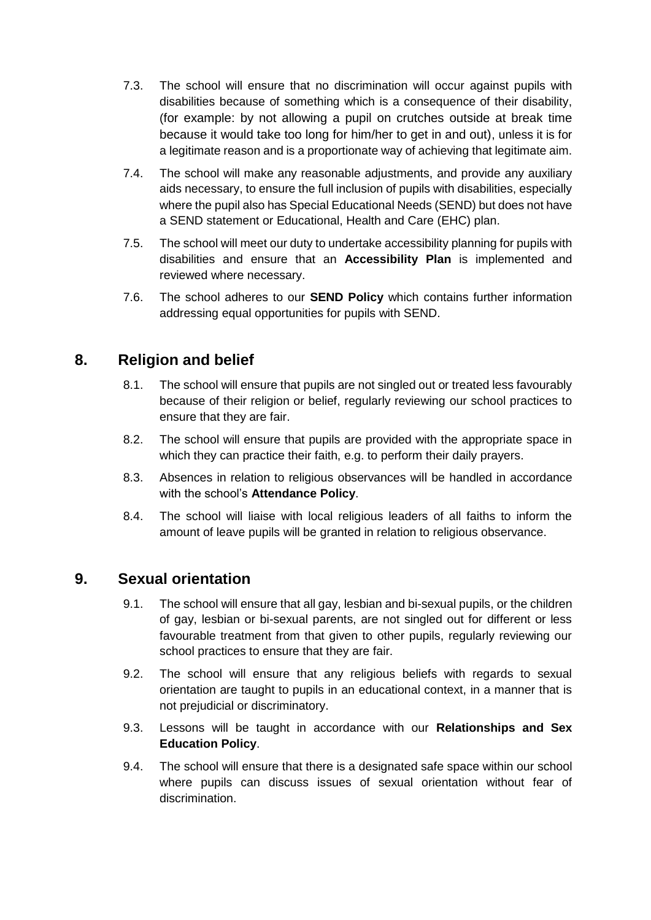7.3. The school will ensure that no discrimination will occur against pupils with disabilities because of something which is a consequence of their disability, (for example: by not allowing a pupil on crutches outside at break time because it would take too long for him/her to get in and out), unless it is for a legitimate reason and is a proportionate way of achieving that legitimate aim.

7.4. The school will make any reasonable adjustments, and provide any auxiliary aids necessary, to ensure the full inclusion of pupils with disabilities, especially where the pupil also has Special Educational Needs (SEND) but does not have a SEND statement or Educational, Health and Care (EHC) plan.

7.5. The school will meet our duty to undertake accessibility planning for pupils with disabilities and ensure that an **Accessibility Plan** is implemented and reviewed where necessary.

7.6. The school adheres to our **SEND Policy** which contains further information addressing equal opportunities for pupils with SEND.

## 8. Religion and belief

8.1. The school will ensure that pupils are not singled out or treated less favourably because of their religion or belief, regularly reviewing our school practices to ensure that they are fair.

8.2. The school will ensure that pupils are provided with the appropriate space in which they can practice their faith, e.g. to perform their daily prayers.

8.3. Absences in relation to religious observances will be handled in accordance with the school's **Attendance Policy**.

8.4. The school will liaise with local religious leaders of all faiths to inform the amount of leave pupils will be granted in relation to religious observance.

## 9. Sexual orientation

9.1. The school will ensure that all gay, lesbian and bi-sexual pupils, or the children of gay, lesbian or bi-sexual parents, are not singled out for different or less favourable treatment from that given to other pupils, regularly reviewing our school practices to ensure that they are fair.

9.2. The school will ensure that any religious beliefs with regards to sexual orientation are taught to pupils in an educational context, in a manner that is not prejudicial or discriminatory.

9.3. Lessons will be taught in accordance with our **Relationships and Sex Education Policy**.

9.4. The school will ensure that there is a designated safe space within our school where pupils can discuss issues of sexual orientation without fear of discrimination.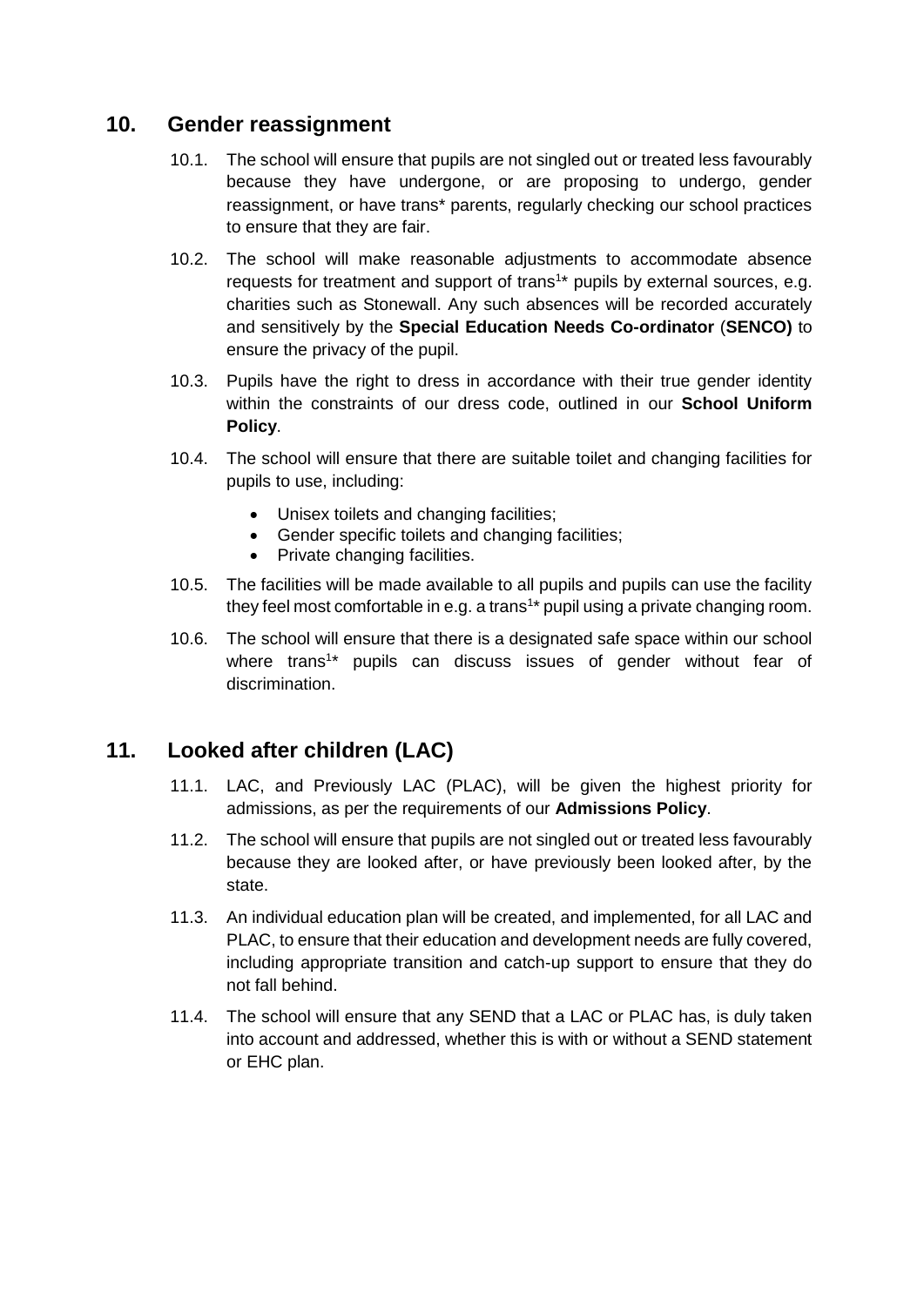## 10. Gender reassignment

10.1. The school will ensure that pupils are not singled out or treated less favourably because they have undergone, or are proposing to undergo, gender reassignment, or have trans* parents, regularly checking our school practices to ensure that they are fair.

10.2. The school will make reasonable adjustments to accommodate absence requests for treatment and support of trans[1]* pupils by external sources, e.g. charities such as Stonewall. Any such absences will be recorded accurately and sensitively by the **Special Education Needs Co-ordinator** (**SENCO)** to ensure the privacy of the pupil.

10.3. Pupils have the right to dress in accordance with their true gender identity within the constraints of our dress code, outlined in our **School Uniform Policy**.

10.4. The school will ensure that there are suitable toilet and changing facilities for pupils to use, including:

- Unisex toilets and changing facilities;
- Gender specific toilets and changing facilities;
- Private changing facilities.

10.5. The facilities will be made available to all pupils and pupils can use the facility they feel most comfortable in e.g. a trans[1]* pupil using a private changing room.

10.6. The school will ensure that there is a designated safe space within our school where trans[1]* pupils can discuss issues of gender without fear of discrimination.

## 11. Looked after children (LAC)

11.1. LAC, and Previously LAC (PLAC), will be given the highest priority for admissions, as per the requirements of our **Admissions Policy**.

11.2. The school will ensure that pupils are not singled out or treated less favourably because they are looked after, or have previously been looked after, by the state.

11.3. An individual education plan will be created, and implemented, for all LAC and PLAC, to ensure that their education and development needs are fully covered, including appropriate transition and catch-up support to ensure that they do not fall behind.

11.4. The school will ensure that any SEND that a LAC or PLAC has, is duly taken into account and addressed, whether this is with or without a SEND statement or EHC plan.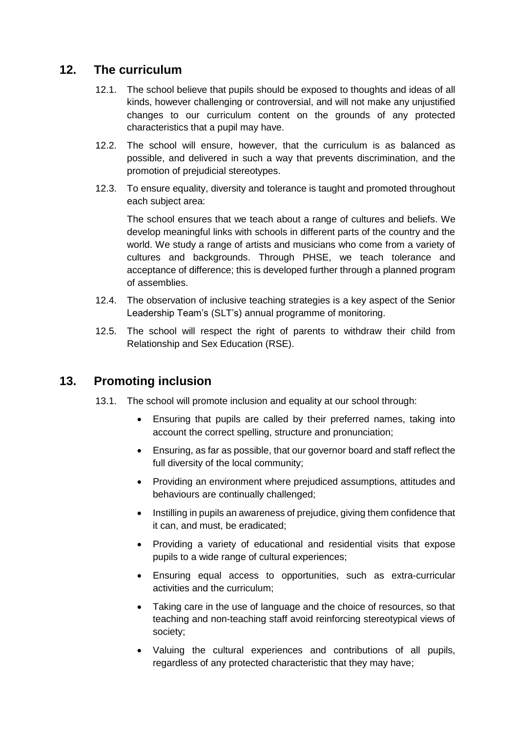## 12. The curriculum

12.1. The school believe that pupils should be exposed to thoughts and ideas of all kinds, however challenging or controversial, and will not make any unjustified changes to our curriculum content on the grounds of any protected characteristics that a pupil may have.

12.2. The school will ensure, however, that the curriculum is as balanced as possible, and delivered in such a way that prevents discrimination, and the promotion of prejudicial stereotypes.

12.3. To ensure equality, diversity and tolerance is taught and promoted throughout each subject area:

The school ensures that we teach about a range of cultures and beliefs. We develop meaningful links with schools in different parts of the country and the world. We study a range of artists and musicians who come from a variety of cultures and backgrounds. Through PHSE, we teach tolerance and acceptance of difference; this is developed further through a planned program of assemblies.

12.4. The observation of inclusive teaching strategies is a key aspect of the Senior Leadership Team's (SLT's) annual programme of monitoring.

12.5. The school will respect the right of parents to withdraw their child from Relationship and Sex Education (RSE).

## 13. Promoting inclusion

13.1. The school will promote inclusion and equality at our school through:

- Ensuring that pupils are called by their preferred names, taking into account the correct spelling, structure and pronunciation;
- Ensuring, as far as possible, that our governor board and staff reflect the full diversity of the local community;
- Providing an environment where prejudiced assumptions, attitudes and behaviours are continually challenged;
- Instilling in pupils an awareness of prejudice, giving them confidence that it can, and must, be eradicated;
- Providing a variety of educational and residential visits that expose pupils to a wide range of cultural experiences;
- Ensuring equal access to opportunities, such as extra-curricular activities and the curriculum;
- Taking care in the use of language and the choice of resources, so that teaching and non-teaching staff avoid reinforcing stereotypical views of society;
- Valuing the cultural experiences and contributions of all pupils, regardless of any protected characteristic that they may have;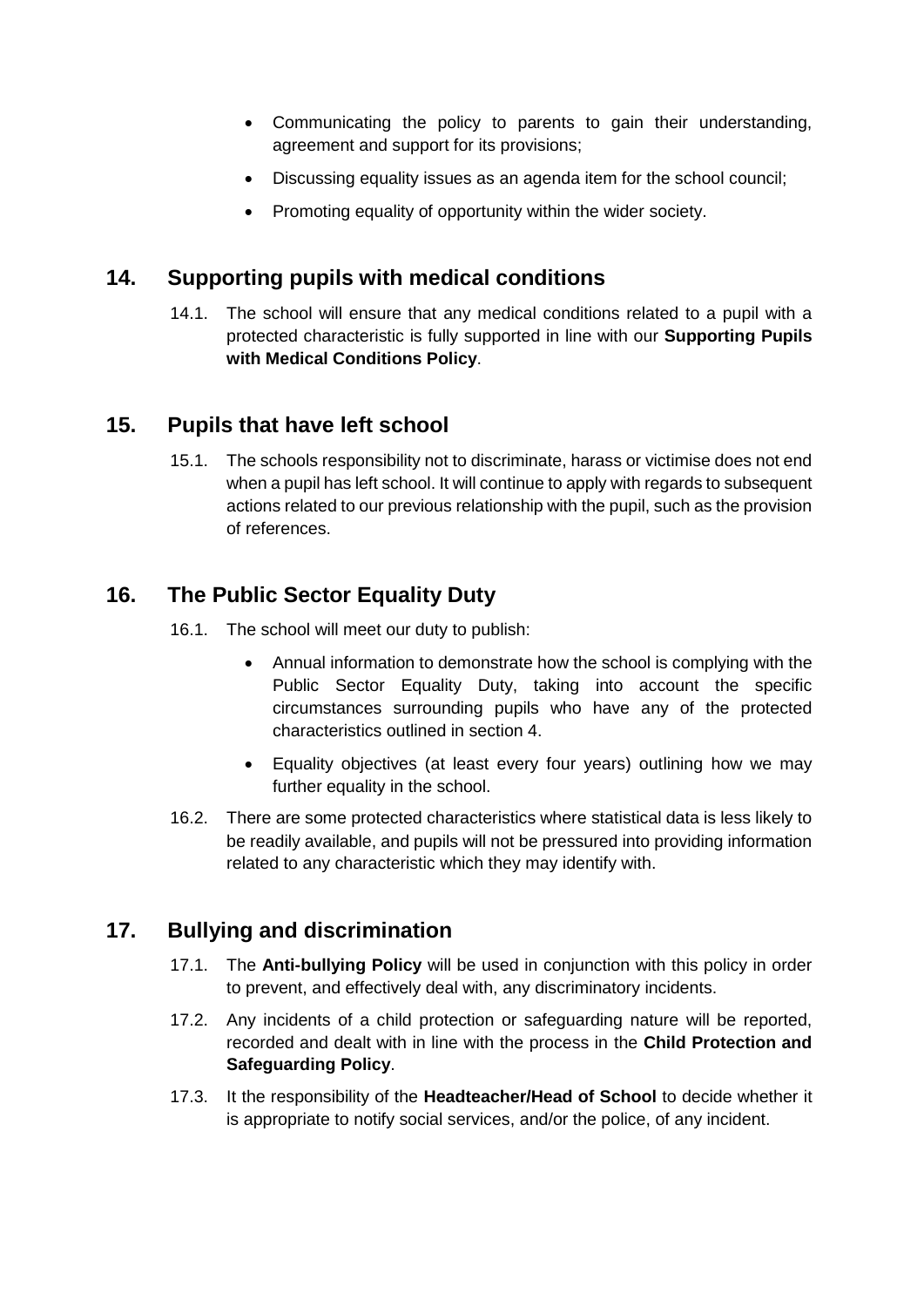- Communicating the policy to parents to gain their understanding, agreement and support for its provisions;
- Discussing equality issues as an agenda item for the school council;
- Promoting equality of opportunity within the wider society.

## 14. Supporting pupils with medical conditions

14.1. The school will ensure that any medical conditions related to a pupil with a protected characteristic is fully supported in line with our **Supporting Pupils with Medical Conditions Policy**.

## 15. Pupils that have left school

15.1. The schools responsibility not to discriminate, harass or victimise does not end when a pupil has left school. It will continue to apply with regards to subsequent actions related to our previous relationship with the pupil, such as the provision of references.

## 16. The Public Sector Equality Duty

16.1. The school will meet our duty to publish:

- Annual information to demonstrate how the school is complying with the Public Sector Equality Duty, taking into account the specific circumstances surrounding pupils who have any of the protected characteristics outlined in section 4.
- Equality objectives (at least every four years) outlining how we may further equality in the school.

16.2. There are some protected characteristics where statistical data is less likely to be readily available, and pupils will not be pressured into providing information related to any characteristic which they may identify with.

## 17. Bullying and discrimination

17.1. The **Anti-bullying Policy** will be used in conjunction with this policy in order to prevent, and effectively deal with, any discriminatory incidents.

17.2. Any incidents of a child protection or safeguarding nature will be reported, recorded and dealt with in line with the process in the **Child Protection and Safeguarding Policy**.

17.3. It the responsibility of the **Headteacher/Head of School** to decide whether it is appropriate to notify social services, and/or the police, of any incident.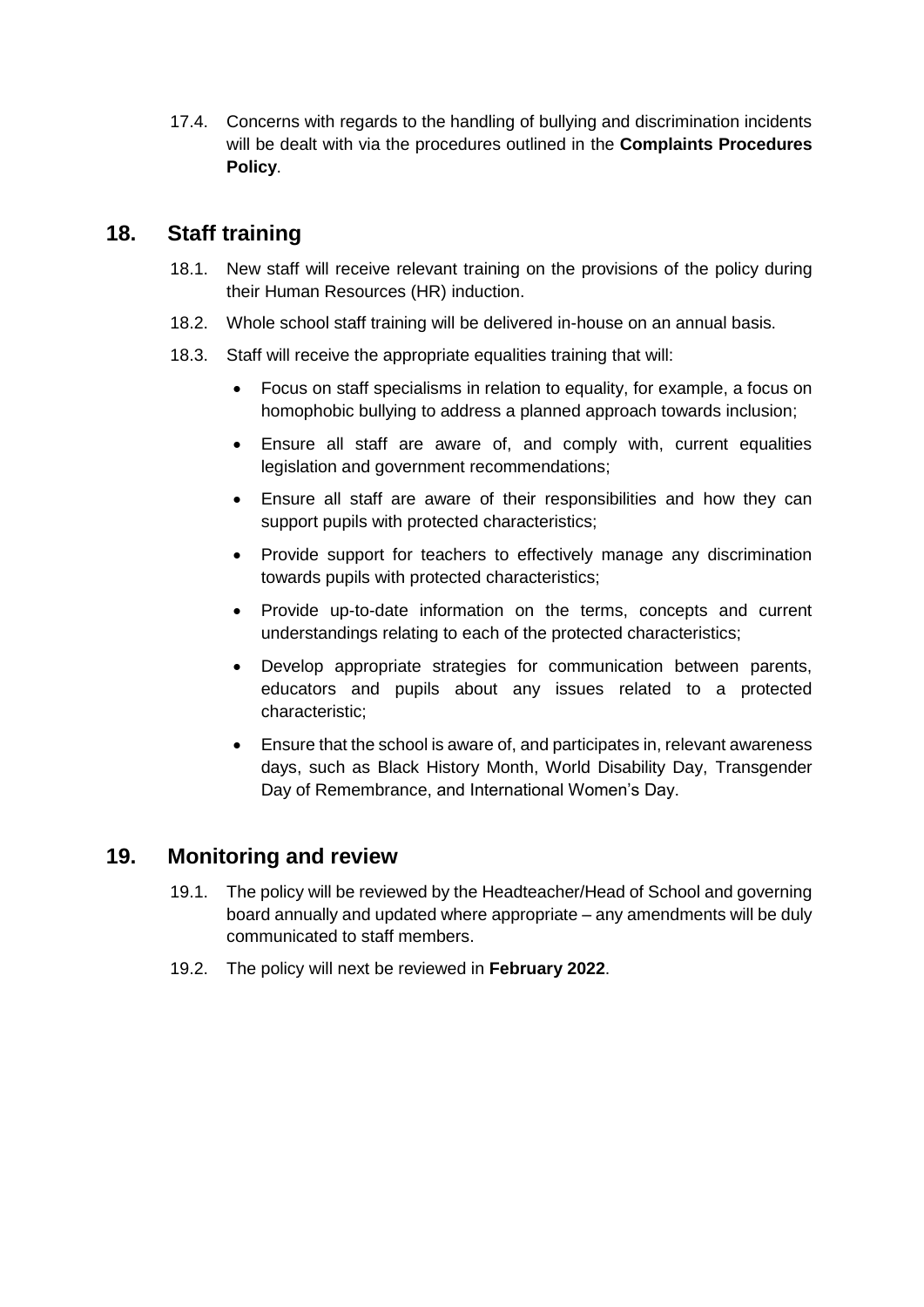17.4. Concerns with regards to the handling of bullying and discrimination incidents will be dealt with via the procedures outlined in the **Complaints Procedures Policy**.

## 18. Staff training

18.1. New staff will receive relevant training on the provisions of the policy during their Human Resources (HR) induction.

18.2. Whole school staff training will be delivered in-house on an annual basis.

18.3. Staff will receive the appropriate equalities training that will:

- Focus on staff specialisms in relation to equality, for example, a focus on homophobic bullying to address a planned approach towards inclusion;
- Ensure all staff are aware of, and comply with, current equalities legislation and government recommendations;
- Ensure all staff are aware of their responsibilities and how they can support pupils with protected characteristics;
- Provide support for teachers to effectively manage any discrimination towards pupils with protected characteristics;
- Provide up-to-date information on the terms, concepts and current understandings relating to each of the protected characteristics;
- Develop appropriate strategies for communication between parents, educators and pupils about any issues related to a protected characteristic;
- Ensure that the school is aware of, and participates in, relevant awareness days, such as Black History Month, World Disability Day, Transgender Day of Remembrance, and International Women's Day.

## 19. Monitoring and review

19.1. The policy will be reviewed by the Headteacher/Head of School and governing board annually and updated where appropriate – any amendments will be duly communicated to staff members.

19.2. The policy will next be reviewed in **February 2022**.